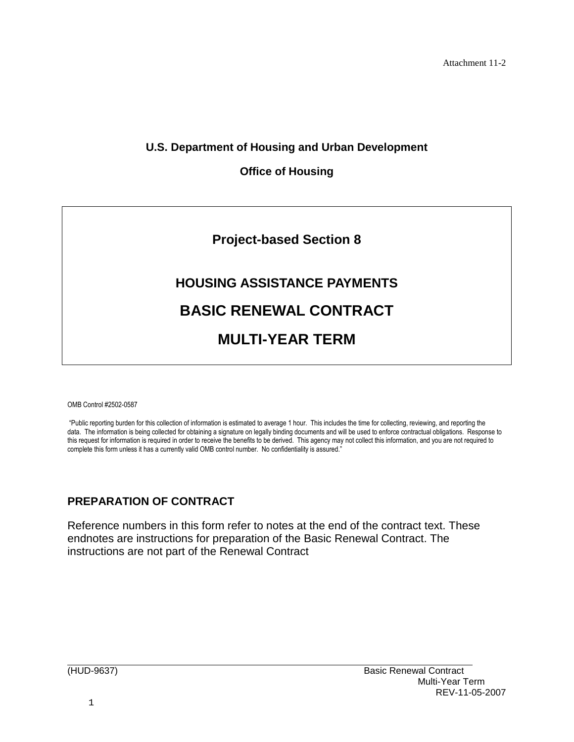Attachment 11-2

**U.S. Department of Housing and Urban Development**

**Office of Housing**

# Project-based Section 8

## HOUSING ASSISTANCE PAYMENTS

# BASIC RENEWAL CONTRACT

# MULTI-YEAR TERM

OMB Control #2502-0587

"Public reporting burden for this collection of information is estimated to average 1 hour. This includes the time for collecting, reviewing, and reporting the data. The information is being collected for obtaining a signature on legally binding documents and will be used to enforce contractual obligations. Response to this request for information is required in order to receive the benefits to be derived. This agency may not collect this information, and you are not required to complete this form unless it has a currently valid OMB control number. No confidentiality is assured."

## PREPARATION OF CONTRACT

Reference numbers in this form refer to notes at the end of the contract text. These endnotes are instructions for preparation of the Basic Renewal Contract. The instructions are not part of the Renewal Contract

(HUD-9637) Basic Renewal Contract Multi-Year Term REV-11-05-2007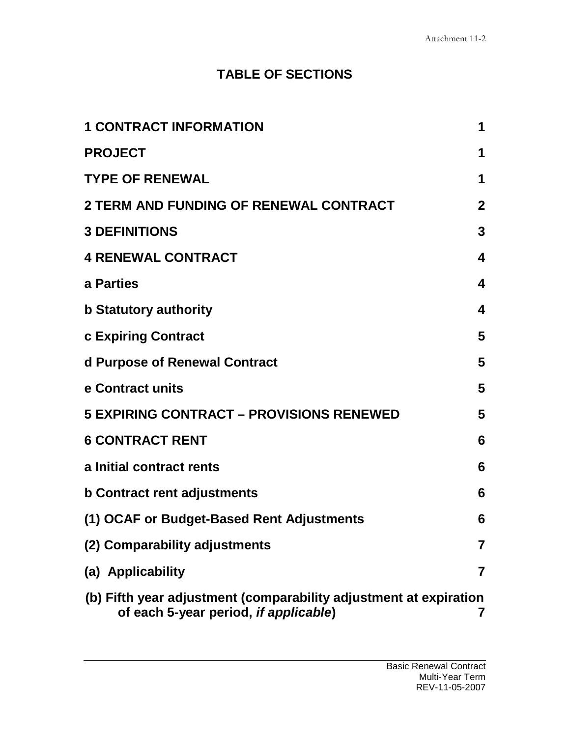# TABLE OF SECTIONS

| | |
|---|---|
| **1 CONTRACT INFORMATION** | **1** |
| **PROJECT** | **1** |
| **TYPE OF RENEWAL** | **1** |
| **2 TERM AND FUNDING OF RENEWAL CONTRACT** | **2** |
| **3 DEFINITIONS** | **3** |
| **4 RENEWAL CONTRACT** | **4** |
| **a Parties** | **4** |
| **b Statutory authority** | **4** |
| **c Expiring Contract** | **5** |
| **d Purpose of Renewal Contract** | **5** |
| **e Contract units** | **5** |
| **5 EXPIRING CONTRACT – PROVISIONS RENEWED** | **5** |
| **6 CONTRACT RENT** | **6** |
| **a Initial contract rents** | **6** |
| **b Contract rent adjustments** | **6** |
| **(1) OCAF or Budget-Based Rent Adjustments** | **6** |
| **(2) Comparability adjustments** | **7** |
| **(a) Applicability** | **7** |
| **(b) Fifth year adjustment (comparability adjustment at expiration of each 5-year period, *if applicable*)** | **7** |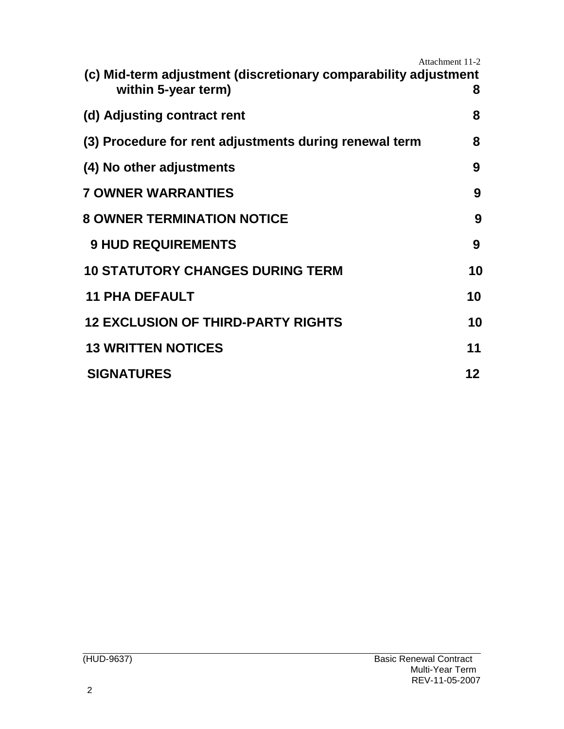| | |
|---|---|
| **(c) Mid-term adjustment (discretionary comparability adjustment within 5-year term)** | **8** |
| **(d) Adjusting contract rent** | **8** |
| **(3) Procedure for rent adjustments during renewal term** | **8** |
| **(4) No other adjustments** | **9** |
| **7 OWNER WARRANTIES** | **9** |
| **8 OWNER TERMINATION NOTICE** | **9** |
| **9 HUD REQUIREMENTS** | **9** |
| **10 STATUTORY CHANGES DURING TERM** | **10** |
| **11 PHA DEFAULT** | **10** |
| **12 EXCLUSION OF THIRD-PARTY RIGHTS** | **10** |
| **13 WRITTEN NOTICES** | **11** |
| **SIGNATURES** | **12** |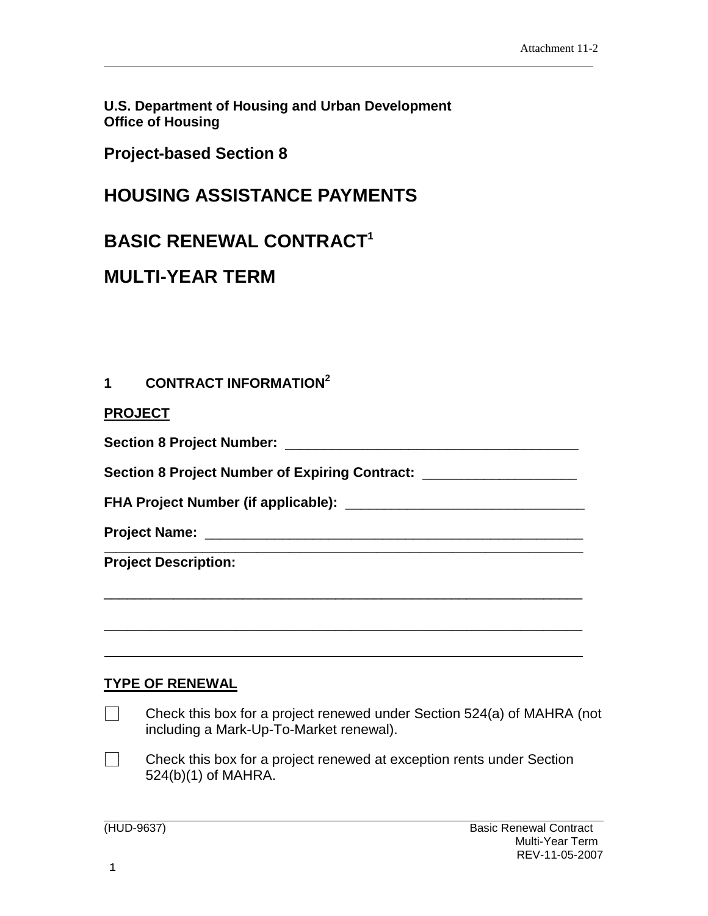**U.S. Department of Housing and Urban Development**
**Office of Housing**

## Project-based Section 8

# HOUSING ASSISTANCE PAYMENTS

# BASIC RENEWAL CONTRACT[1]

# MULTI-YEAR TERM

## 1 CONTRACT INFORMATION[2]

**PROJECT**

**Section 8 Project Number:** ____________________________________

**Section 8 Project Number of Expiring Contract:** ___________________

**FHA Project Number (if applicable):** ______________________________

**Project Name:** ________________________________________________

**Project Description:**

______________________________________________________________

______________________________________________________________

______________________________________________________________

**TYPE OF RENEWAL**

☐ Check this box for a project renewed under Section 524(a) of MAHRA (not including a Mark-Up-To-Market renewal).

☐ Check this box for a project renewed at exception rents under Section 524(b)(1) of MAHRA.

(HUD-9637)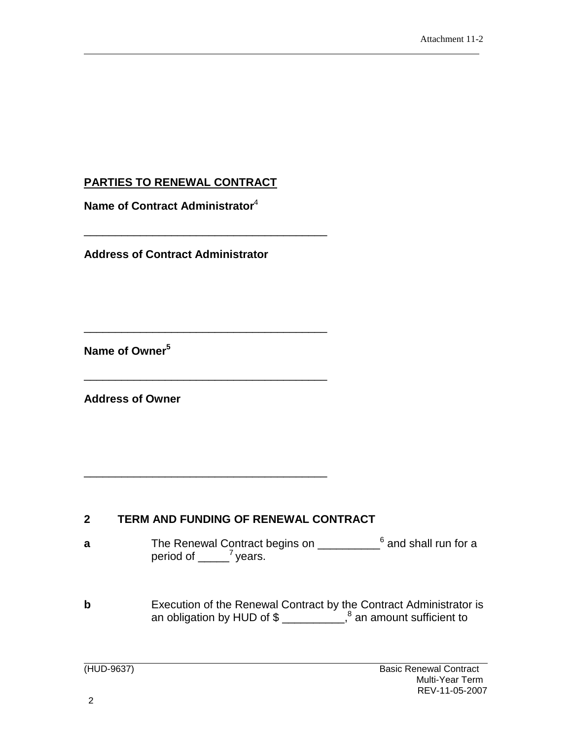## PARTIES TO RENEWAL CONTRACT

**Name of Contract Administrator**[4]

________________________________________

**Address of Contract Administrator**

________________________________________

**Name of Owner**[5]

________________________________________

**Address of Owner**

________________________________________

## 2 TERM AND FUNDING OF RENEWAL CONTRACT

**a** The Renewal Contract begins on __________[6] and shall run for a period of _____[7] years.

**b** Execution of the Renewal Contract by the Contract Administrator is an obligation by HUD of $ __________,[8] an amount sufficient to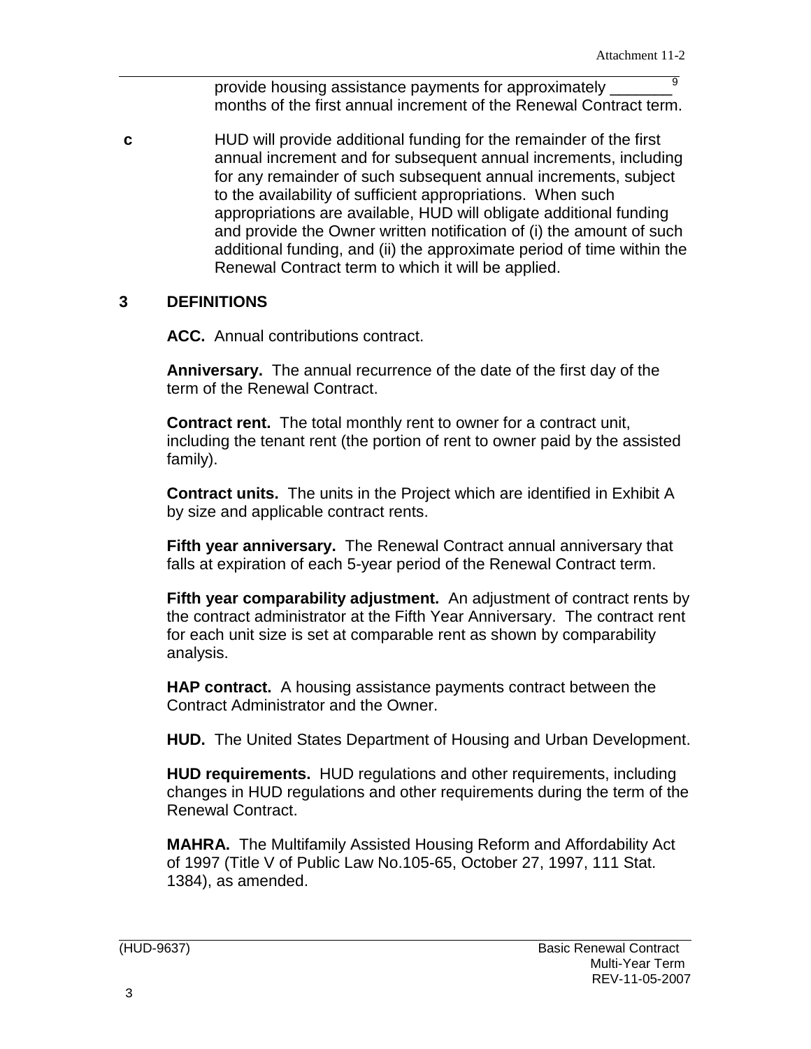provide housing assistance payments for approximately _______[9] months of the first annual increment of the Renewal Contract term.

**c** HUD will provide additional funding for the remainder of the first annual increment and for subsequent annual increments, including for any remainder of such subsequent annual increments, subject to the availability of sufficient appropriations. When such appropriations are available, HUD will obligate additional funding and provide the Owner written notification of (i) the amount of such additional funding, and (ii) the approximate period of time within the Renewal Contract term to which it will be applied.

## 3 DEFINITIONS

**ACC.** Annual contributions contract.

**Anniversary.** The annual recurrence of the date of the first day of the term of the Renewal Contract.

**Contract rent.** The total monthly rent to owner for a contract unit, including the tenant rent (the portion of rent to owner paid by the assisted family).

**Contract units.** The units in the Project which are identified in Exhibit A by size and applicable contract rents.

**Fifth year anniversary.** The Renewal Contract annual anniversary that falls at expiration of each 5-year period of the Renewal Contract term.

**Fifth year comparability adjustment.** An adjustment of contract rents by the contract administrator at the Fifth Year Anniversary. The contract rent for each unit size is set at comparable rent as shown by comparability analysis.

**HAP contract.** A housing assistance payments contract between the Contract Administrator and the Owner.

**HUD.** The United States Department of Housing and Urban Development.

**HUD requirements.** HUD regulations and other requirements, including changes in HUD regulations and other requirements during the term of the Renewal Contract.

**MAHRA.** The Multifamily Assisted Housing Reform and Affordability Act of 1997 (Title V of Public Law No.105-65, October 27, 1997, 111 Stat. 1384), as amended.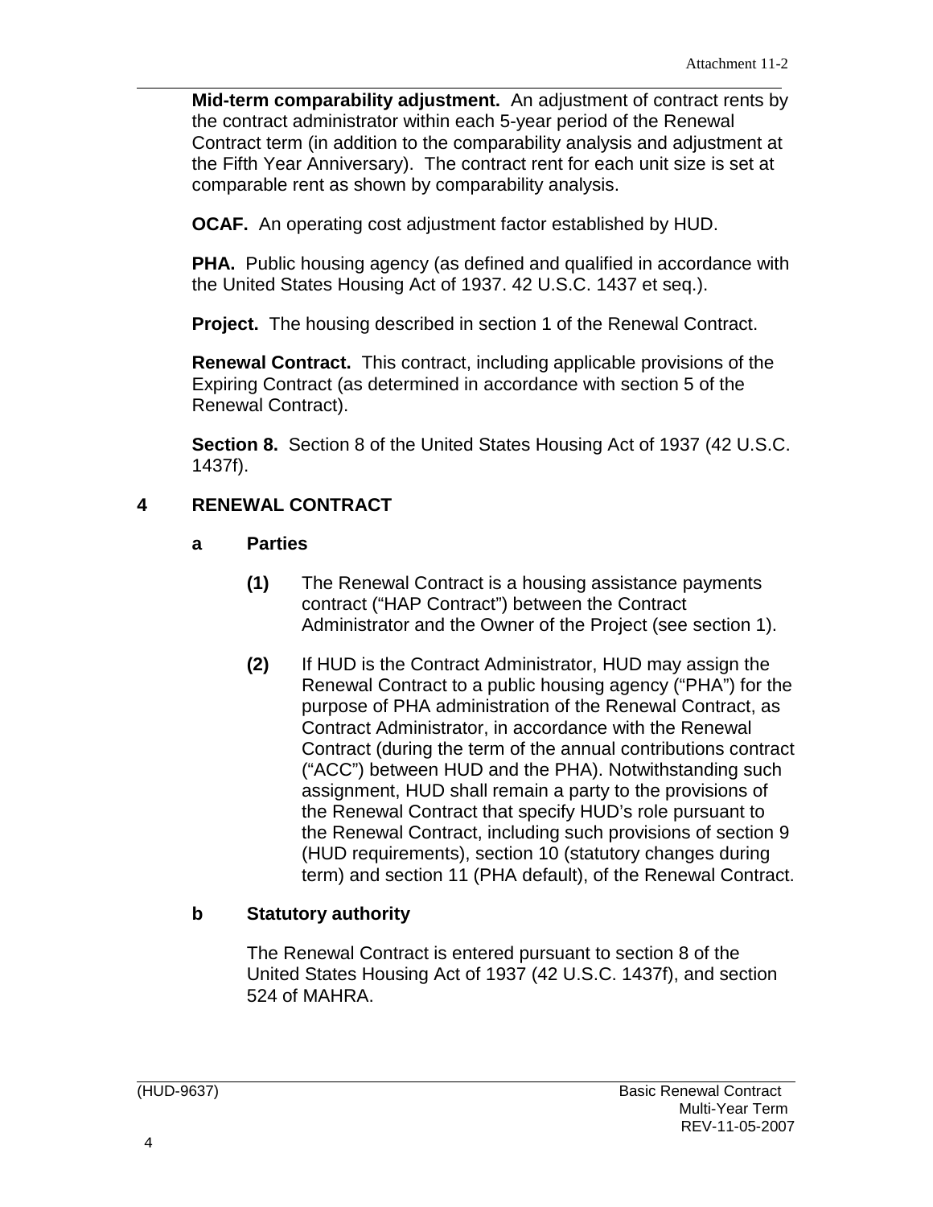**Mid-term comparability adjustment.** An adjustment of contract rents by the contract administrator within each 5-year period of the Renewal Contract term (in addition to the comparability analysis and adjustment at the Fifth Year Anniversary). The contract rent for each unit size is set at comparable rent as shown by comparability analysis.

**OCAF.** An operating cost adjustment factor established by HUD.

**PHA.** Public housing agency (as defined and qualified in accordance with the United States Housing Act of 1937. 42 U.S.C. 1437 et seq.).

**Project.** The housing described in section 1 of the Renewal Contract.

**Renewal Contract.** This contract, including applicable provisions of the Expiring Contract (as determined in accordance with section 5 of the Renewal Contract).

**Section 8.** Section 8 of the United States Housing Act of 1937 (42 U.S.C. 1437f).

## 4 RENEWAL CONTRACT

### a Parties

**(1)** The Renewal Contract is a housing assistance payments contract ("HAP Contract") between the Contract Administrator and the Owner of the Project (see section 1).

**(2)** If HUD is the Contract Administrator, HUD may assign the Renewal Contract to a public housing agency ("PHA") for the purpose of PHA administration of the Renewal Contract, as Contract Administrator, in accordance with the Renewal Contract (during the term of the annual contributions contract ("ACC") between HUD and the PHA). Notwithstanding such assignment, HUD shall remain a party to the provisions of the Renewal Contract that specify HUD's role pursuant to the Renewal Contract, including such provisions of section 9 (HUD requirements), section 10 (statutory changes during term) and section 11 (PHA default), of the Renewal Contract.

### b Statutory authority

The Renewal Contract is entered pursuant to section 8 of the United States Housing Act of 1937 (42 U.S.C. 1437f), and section 524 of MAHRA.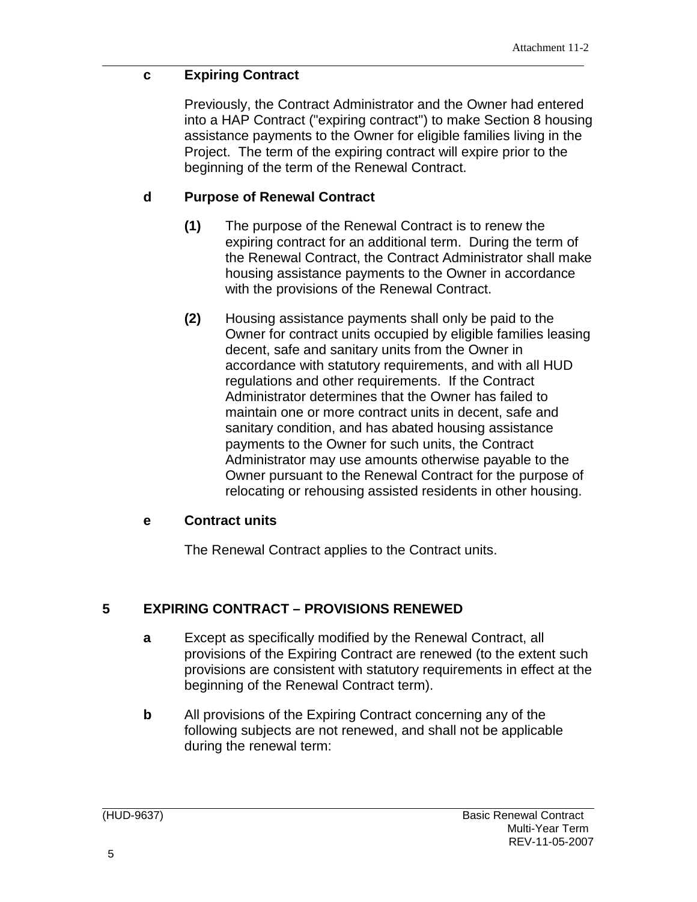**c Expiring Contract**

Previously, the Contract Administrator and the Owner had entered into a HAP Contract ("expiring contract") to make Section 8 housing assistance payments to the Owner for eligible families living in the Project. The term of the expiring contract will expire prior to the beginning of the term of the Renewal Contract.

**d Purpose of Renewal Contract**

**(1)** The purpose of the Renewal Contract is to renew the expiring contract for an additional term. During the term of the Renewal Contract, the Contract Administrator shall make housing assistance payments to the Owner in accordance with the provisions of the Renewal Contract.

**(2)** Housing assistance payments shall only be paid to the Owner for contract units occupied by eligible families leasing decent, safe and sanitary units from the Owner in accordance with statutory requirements, and with all HUD regulations and other requirements. If the Contract Administrator determines that the Owner has failed to maintain one or more contract units in decent, safe and sanitary condition, and has abated housing assistance payments to the Owner for such units, the Contract Administrator may use amounts otherwise payable to the Owner pursuant to the Renewal Contract for the purpose of relocating or rehousing assisted residents in other housing.

**e Contract units**

The Renewal Contract applies to the Contract units.

## 5 EXPIRING CONTRACT – PROVISIONS RENEWED

**a** Except as specifically modified by the Renewal Contract, all provisions of the Expiring Contract are renewed (to the extent such provisions are consistent with statutory requirements in effect at the beginning of the Renewal Contract term).

**b** All provisions of the Expiring Contract concerning any of the following subjects are not renewed, and shall not be applicable during the renewal term: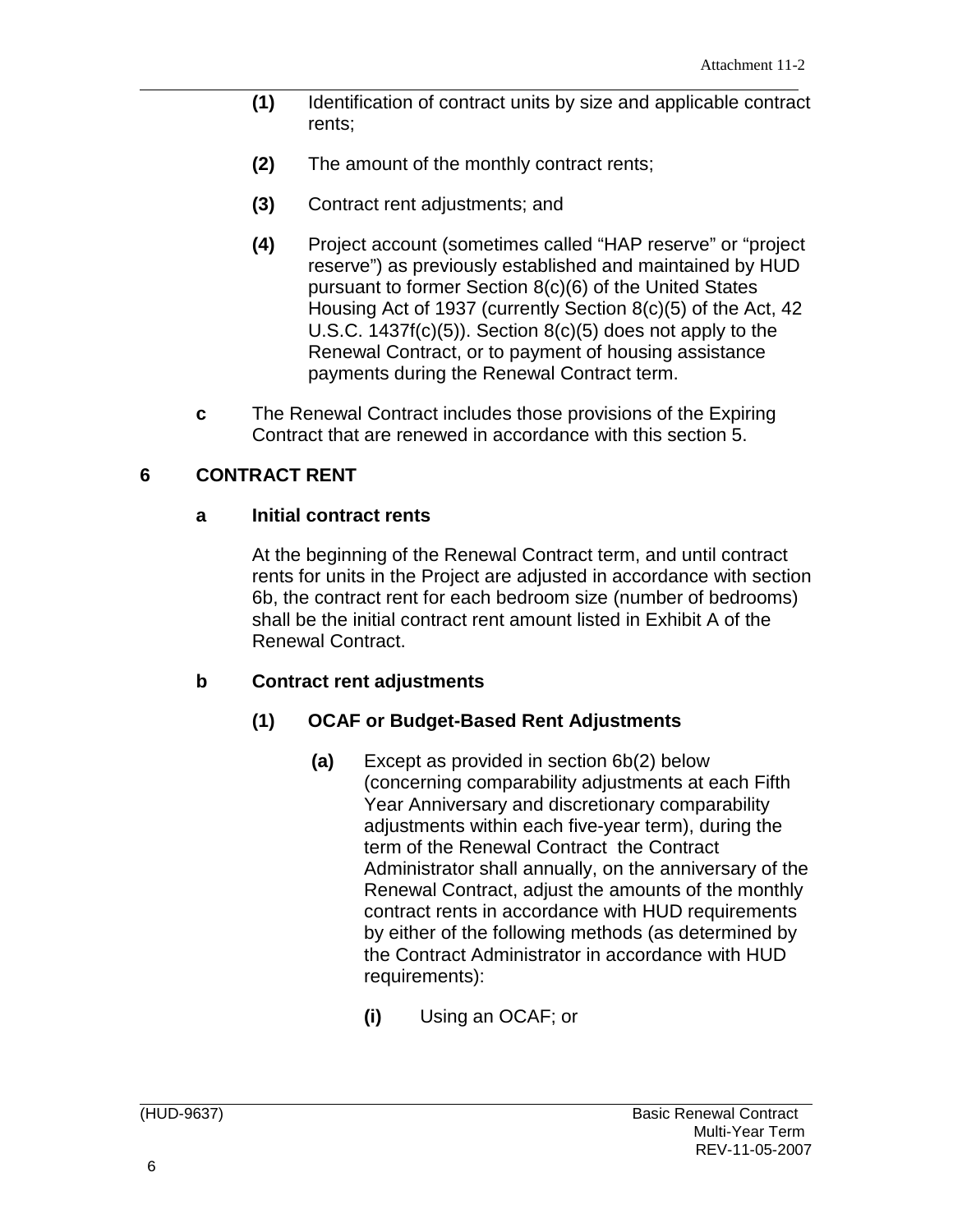**(1)** Identification of contract units by size and applicable contract rents;

**(2)** The amount of the monthly contract rents;

**(3)** Contract rent adjustments; and

**(4)** Project account (sometimes called "HAP reserve" or "project reserve") as previously established and maintained by HUD pursuant to former Section 8(c)(6) of the United States Housing Act of 1937 (currently Section 8(c)(5) of the Act, 42 U.S.C. 1437f(c)(5)). Section 8(c)(5) does not apply to the Renewal Contract, or to payment of housing assistance payments during the Renewal Contract term.

**c** The Renewal Contract includes those provisions of the Expiring Contract that are renewed in accordance with this section 5.

## 6 CONTRACT RENT

### a Initial contract rents

At the beginning of the Renewal Contract term, and until contract rents for units in the Project are adjusted in accordance with section 6b, the contract rent for each bedroom size (number of bedrooms) shall be the initial contract rent amount listed in Exhibit A of the Renewal Contract.

### b Contract rent adjustments

#### (1) OCAF or Budget-Based Rent Adjustments

**(a)** Except as provided in section 6b(2) below (concerning comparability adjustments at each Fifth Year Anniversary and discretionary comparability adjustments within each five-year term), during the term of the Renewal Contract the Contract Administrator shall annually, on the anniversary of the Renewal Contract, adjust the amounts of the monthly contract rents in accordance with HUD requirements by either of the following methods (as determined by the Contract Administrator in accordance with HUD requirements):

**(i)** Using an OCAF; or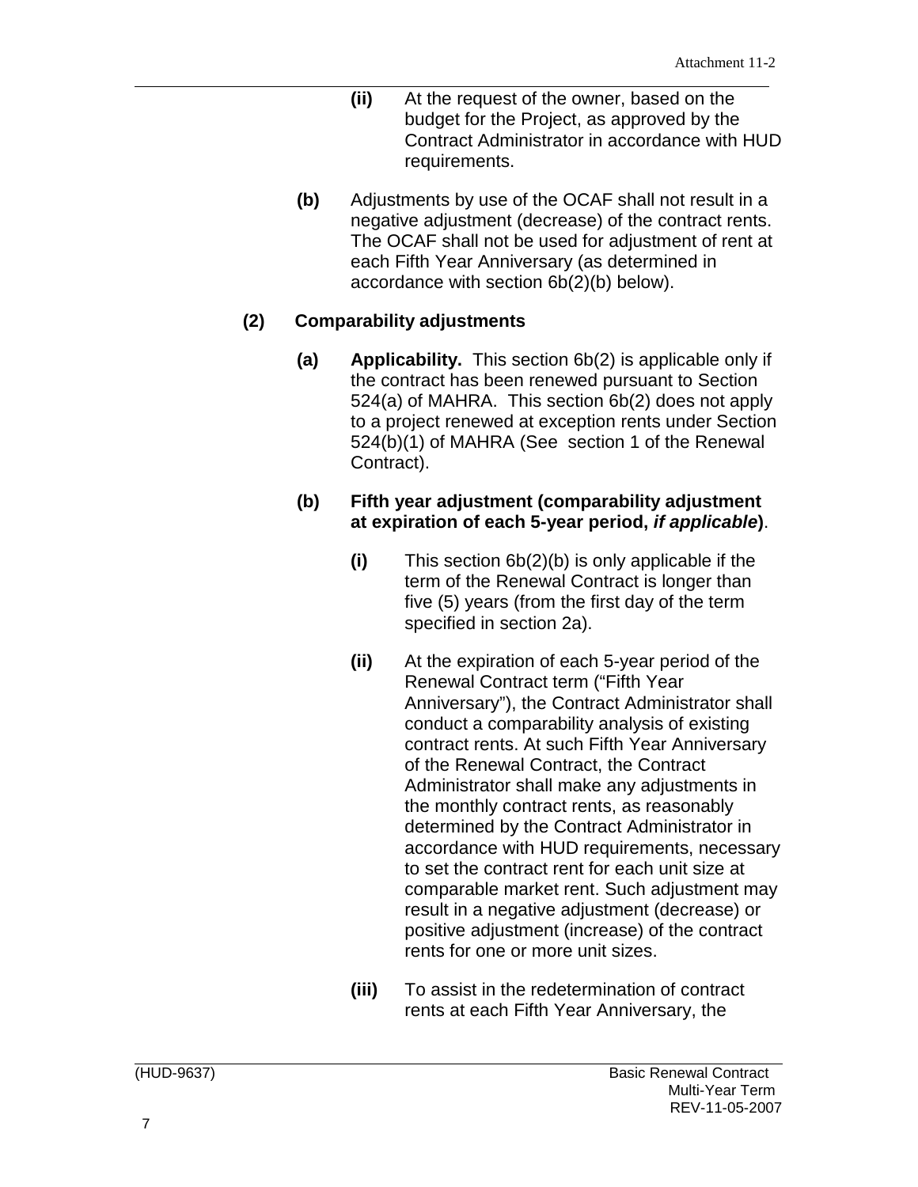**(ii)** At the request of the owner, based on the budget for the Project, as approved by the Contract Administrator in accordance with HUD requirements.

**(b)** Adjustments by use of the OCAF shall not result in a negative adjustment (decrease) of the contract rents. The OCAF shall not be used for adjustment of rent at each Fifth Year Anniversary (as determined in accordance with section 6b(2)(b) below).

**(2) Comparability adjustments**

**(a) Applicability.** This section 6b(2) is applicable only if the contract has been renewed pursuant to Section 524(a) of MAHRA. This section 6b(2) does not apply to a project renewed at exception rents under Section 524(b)(1) of MAHRA (See section 1 of the Renewal Contract).

**(b) Fifth year adjustment (comparability adjustment at expiration of each 5-year period, *if applicable*)**.

**(i)** This section 6b(2)(b) is only applicable if the term of the Renewal Contract is longer than five (5) years (from the first day of the term specified in section 2a).

**(ii)** At the expiration of each 5-year period of the Renewal Contract term ("Fifth Year Anniversary"), the Contract Administrator shall conduct a comparability analysis of existing contract rents. At such Fifth Year Anniversary of the Renewal Contract, the Contract Administrator shall make any adjustments in the monthly contract rents, as reasonably determined by the Contract Administrator in accordance with HUD requirements, necessary to set the contract rent for each unit size at comparable market rent. Such adjustment may result in a negative adjustment (decrease) or positive adjustment (increase) of the contract rents for one or more unit sizes.

**(iii)** To assist in the redetermination of contract rents at each Fifth Year Anniversary, the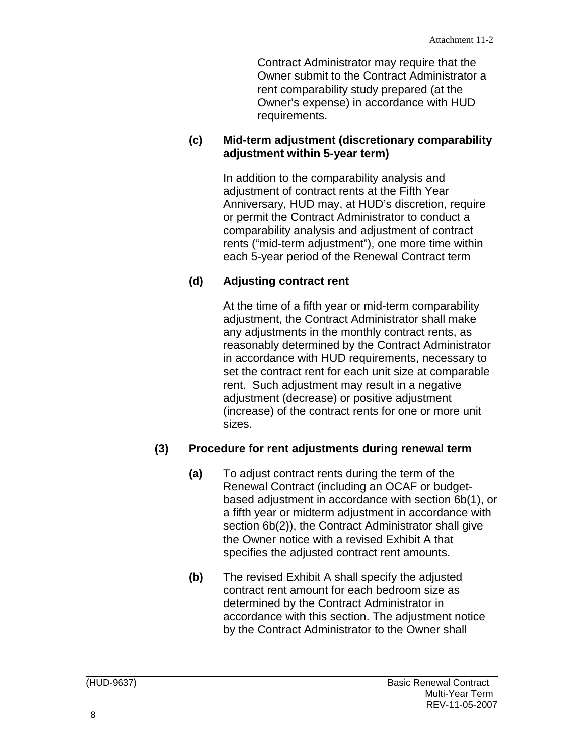Contract Administrator may require that the Owner submit to the Contract Administrator a rent comparability study prepared (at the Owner's expense) in accordance with HUD requirements.

**(c) Mid-term adjustment (discretionary comparability adjustment within 5-year term)**

In addition to the comparability analysis and adjustment of contract rents at the Fifth Year Anniversary, HUD may, at HUD's discretion, require or permit the Contract Administrator to conduct a comparability analysis and adjustment of contract rents ("mid-term adjustment"), one more time within each 5-year period of the Renewal Contract term

**(d) Adjusting contract rent**

At the time of a fifth year or mid-term comparability adjustment, the Contract Administrator shall make any adjustments in the monthly contract rents, as reasonably determined by the Contract Administrator in accordance with HUD requirements, necessary to set the contract rent for each unit size at comparable rent. Such adjustment may result in a negative adjustment (decrease) or positive adjustment (increase) of the contract rents for one or more unit sizes.

**(3) Procedure for rent adjustments during renewal term**

**(a)** To adjust contract rents during the term of the Renewal Contract (including an OCAF or budget-based adjustment in accordance with section 6b(1), or a fifth year or midterm adjustment in accordance with section 6b(2)), the Contract Administrator shall give the Owner notice with a revised Exhibit A that specifies the adjusted contract rent amounts.

**(b)** The revised Exhibit A shall specify the adjusted contract rent amount for each bedroom size as determined by the Contract Administrator in accordance with this section. The adjustment notice by the Contract Administrator to the Owner shall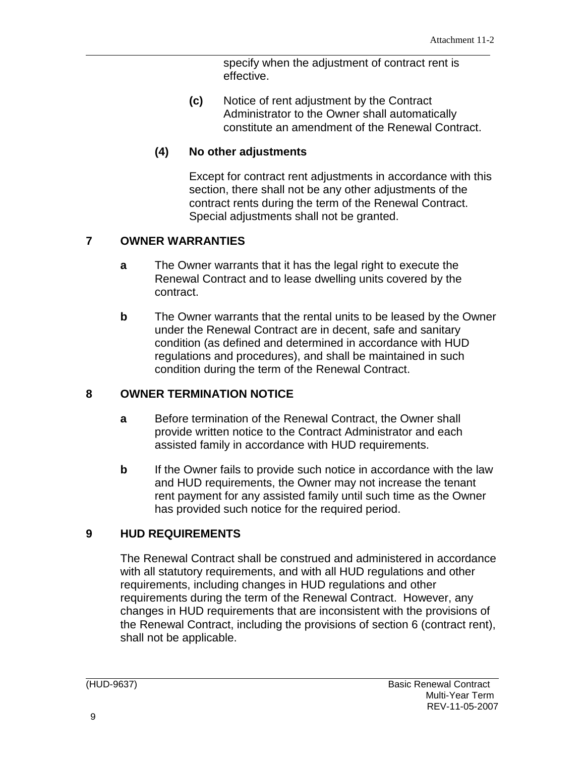specify when the adjustment of contract rent is effective.

**(c)** Notice of rent adjustment by the Contract Administrator to the Owner shall automatically constitute an amendment of the Renewal Contract.

**(4) No other adjustments**

Except for contract rent adjustments in accordance with this section, there shall not be any other adjustments of the contract rents during the term of the Renewal Contract. Special adjustments shall not be granted.

## 7 OWNER WARRANTIES

**a** The Owner warrants that it has the legal right to execute the Renewal Contract and to lease dwelling units covered by the contract.

**b** The Owner warrants that the rental units to be leased by the Owner under the Renewal Contract are in decent, safe and sanitary condition (as defined and determined in accordance with HUD regulations and procedures), and shall be maintained in such condition during the term of the Renewal Contract.

## 8 OWNER TERMINATION NOTICE

**a** Before termination of the Renewal Contract, the Owner shall provide written notice to the Contract Administrator and each assisted family in accordance with HUD requirements.

**b** If the Owner fails to provide such notice in accordance with the law and HUD requirements, the Owner may not increase the tenant rent payment for any assisted family until such time as the Owner has provided such notice for the required period.

## 9 HUD REQUIREMENTS

The Renewal Contract shall be construed and administered in accordance with all statutory requirements, and with all HUD regulations and other requirements, including changes in HUD regulations and other requirements during the term of the Renewal Contract. However, any changes in HUD requirements that are inconsistent with the provisions of the Renewal Contract, including the provisions of section 6 (contract rent), shall not be applicable.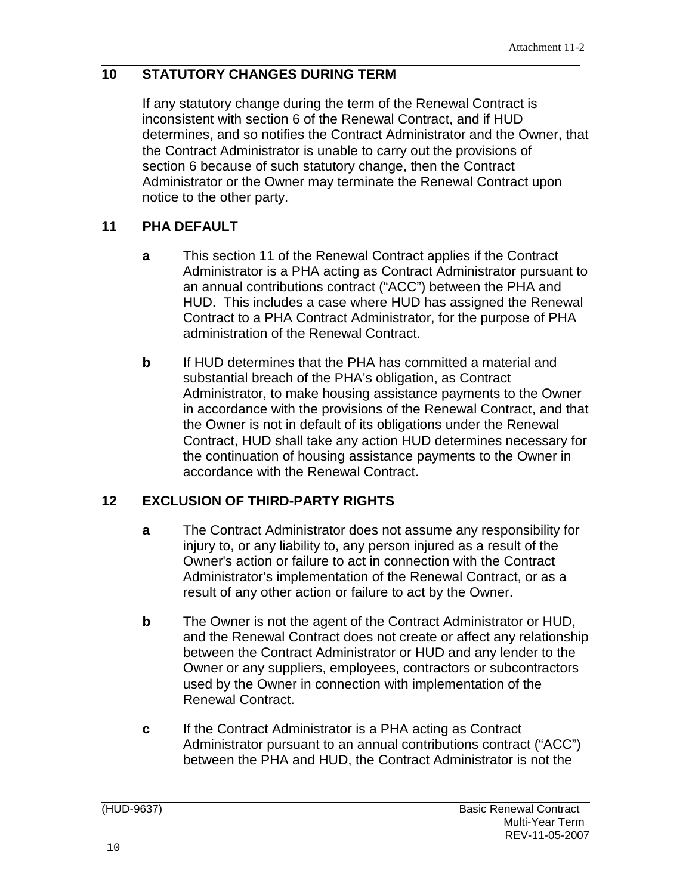## 10 STATUTORY CHANGES DURING TERM

If any statutory change during the term of the Renewal Contract is inconsistent with section 6 of the Renewal Contract, and if HUD determines, and so notifies the Contract Administrator and the Owner, that the Contract Administrator is unable to carry out the provisions of section 6 because of such statutory change, then the Contract Administrator or the Owner may terminate the Renewal Contract upon notice to the other party.

## 11 PHA DEFAULT

**a** This section 11 of the Renewal Contract applies if the Contract Administrator is a PHA acting as Contract Administrator pursuant to an annual contributions contract ("ACC") between the PHA and HUD. This includes a case where HUD has assigned the Renewal Contract to a PHA Contract Administrator, for the purpose of PHA administration of the Renewal Contract.

**b** If HUD determines that the PHA has committed a material and substantial breach of the PHA's obligation, as Contract Administrator, to make housing assistance payments to the Owner in accordance with the provisions of the Renewal Contract, and that the Owner is not in default of its obligations under the Renewal Contract, HUD shall take any action HUD determines necessary for the continuation of housing assistance payments to the Owner in accordance with the Renewal Contract.

## 12 EXCLUSION OF THIRD-PARTY RIGHTS

**a** The Contract Administrator does not assume any responsibility for injury to, or any liability to, any person injured as a result of the Owner's action or failure to act in connection with the Contract Administrator's implementation of the Renewal Contract, or as a result of any other action or failure to act by the Owner.

**b** The Owner is not the agent of the Contract Administrator or HUD, and the Renewal Contract does not create or affect any relationship between the Contract Administrator or HUD and any lender to the Owner or any suppliers, employees, contractors or subcontractors used by the Owner in connection with implementation of the Renewal Contract.

**c** If the Contract Administrator is a PHA acting as Contract Administrator pursuant to an annual contributions contract ("ACC") between the PHA and HUD, the Contract Administrator is not the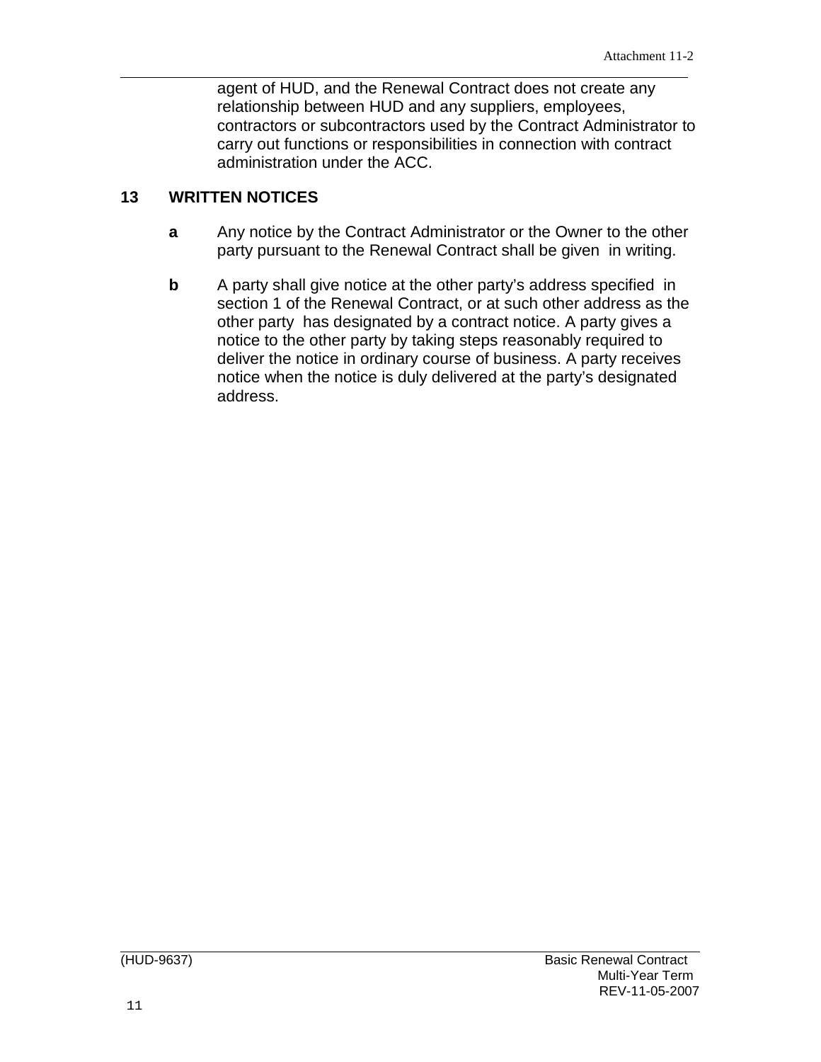agent of HUD, and the Renewal Contract does not create any relationship between HUD and any suppliers, employees, contractors or subcontractors used by the Contract Administrator to carry out functions or responsibilities in connection with contract administration under the ACC.

## 13 WRITTEN NOTICES

**a** Any notice by the Contract Administrator or the Owner to the other party pursuant to the Renewal Contract shall be given in writing.

**b** A party shall give notice at the other party's address specified in section 1 of the Renewal Contract, or at such other address as the other party has designated by a contract notice. A party gives a notice to the other party by taking steps reasonably required to deliver the notice in ordinary course of business. A party receives notice when the notice is duly delivered at the party's designated address.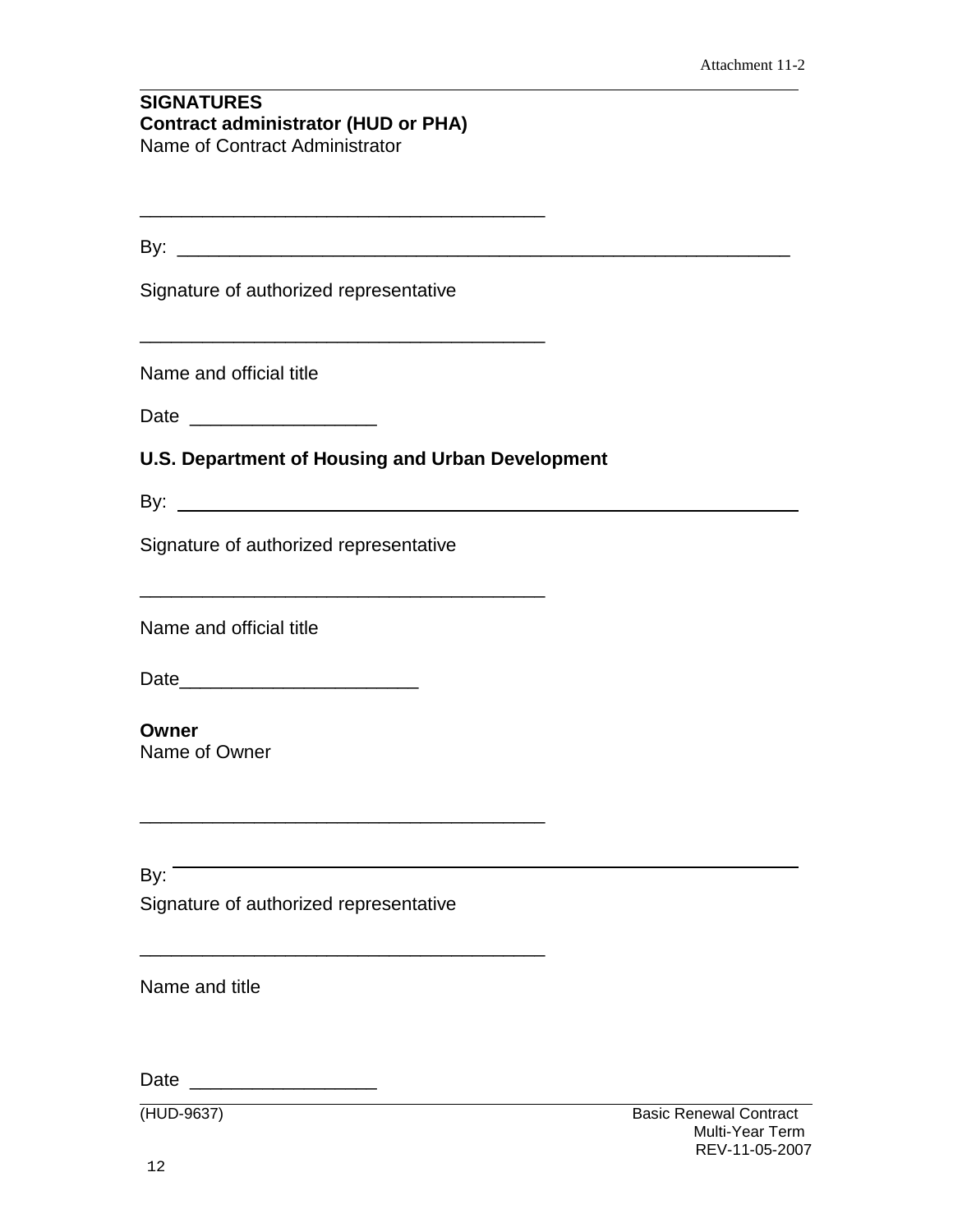**SIGNATURES**

**Contract administrator (HUD or PHA)**

Name of Contract Administrator

______________________________________

By: _________________________________________________________

Signature of authorized representative

______________________________________

Name and official title

Date _________________

**U.S. Department of Housing and Urban Development**

By: _________________________________________________________

Signature of authorized representative

______________________________________

Name and official title

Date______________________

**Owner**

Name of Owner

______________________________________

By: _________________________________________________________

Signature of authorized representative

______________________________________

Name and title

Date _________________

(HUD-9637) Basic Renewal Contract Multi-Year Term REV-11-05-2007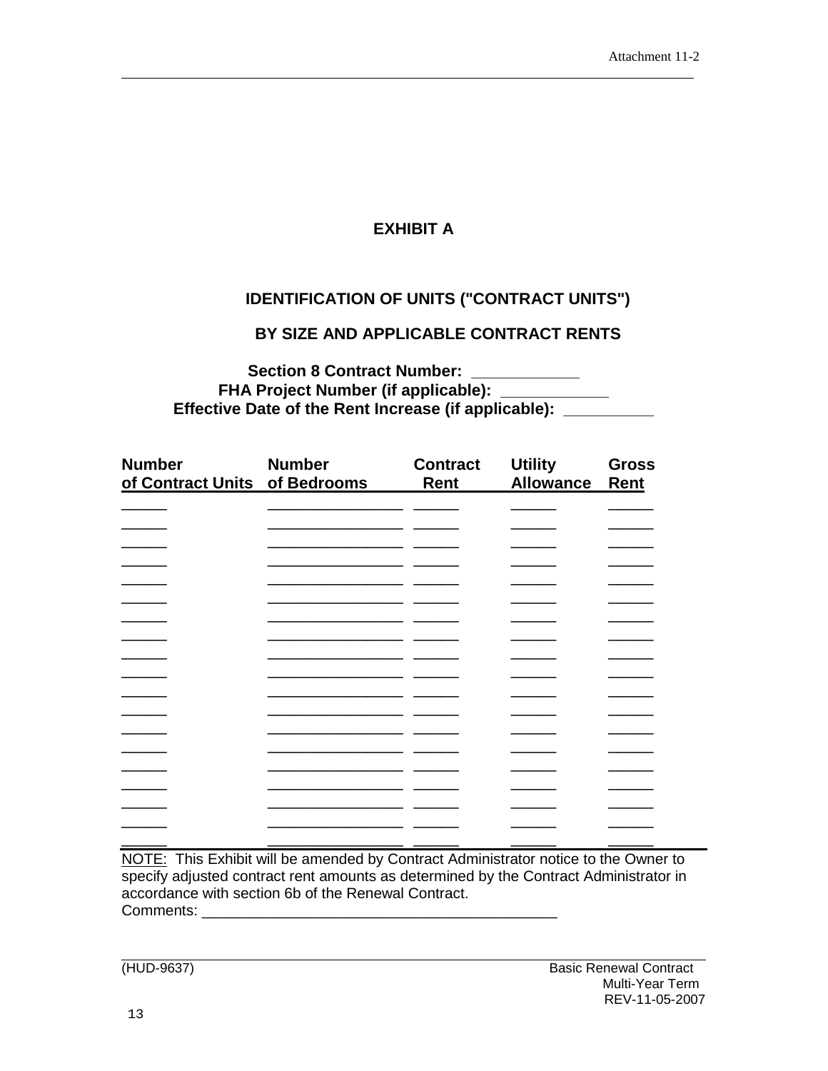# EXHIBIT A

## IDENTIFICATION OF UNITS ("CONTRACT UNITS")

## BY SIZE AND APPLICABLE CONTRACT RENTS

**Section 8 Contract Number: ___________**
**FHA Project Number (if applicable): ___________**
**Effective Date of the Rent Increase (if applicable): _________**

| Number of Contract Units | Number of Bedrooms | Contract Rent | Utility Allowance | Gross Rent |
|---|---|---|---|---|
| _____ | _______________ | _____ | _____ | _____ |
| _____ | _______________ | _____ | _____ | _____ |
| _____ | _______________ | _____ | _____ | _____ |
| _____ | _______________ | _____ | _____ | _____ |
| _____ | _______________ | _____ | _____ | _____ |
| _____ | _______________ | _____ | _____ | _____ |
| _____ | _______________ | _____ | _____ | _____ |
| _____ | _______________ | _____ | _____ | _____ |
| _____ | _______________ | _____ | _____ | _____ |
| _____ | _______________ | _____ | _____ | _____ |
| _____ | _______________ | _____ | _____ | _____ |
| _____ | _______________ | _____ | _____ | _____ |
| _____ | _______________ | _____ | _____ | _____ |
| _____ | _______________ | _____ | _____ | _____ |
| _____ | _______________ | _____ | _____ | _____ |
| _____ | _______________ | _____ | _____ | _____ |
| _____ | _______________ | _____ | _____ | _____ |
| _____ | _______________ | _____ | _____ | _____ |
| _____ | _______________ | _____ | _____ | _____ |

NOTE: This Exhibit will be amended by Contract Administrator notice to the Owner to specify adjusted contract rent amounts as determined by the Contract Administrator in accordance with section 6b of the Renewal Contract.

Comments: ________________________________________

(HUD-9637) Basic Renewal Contract Multi-Year Term REV-11-05-2007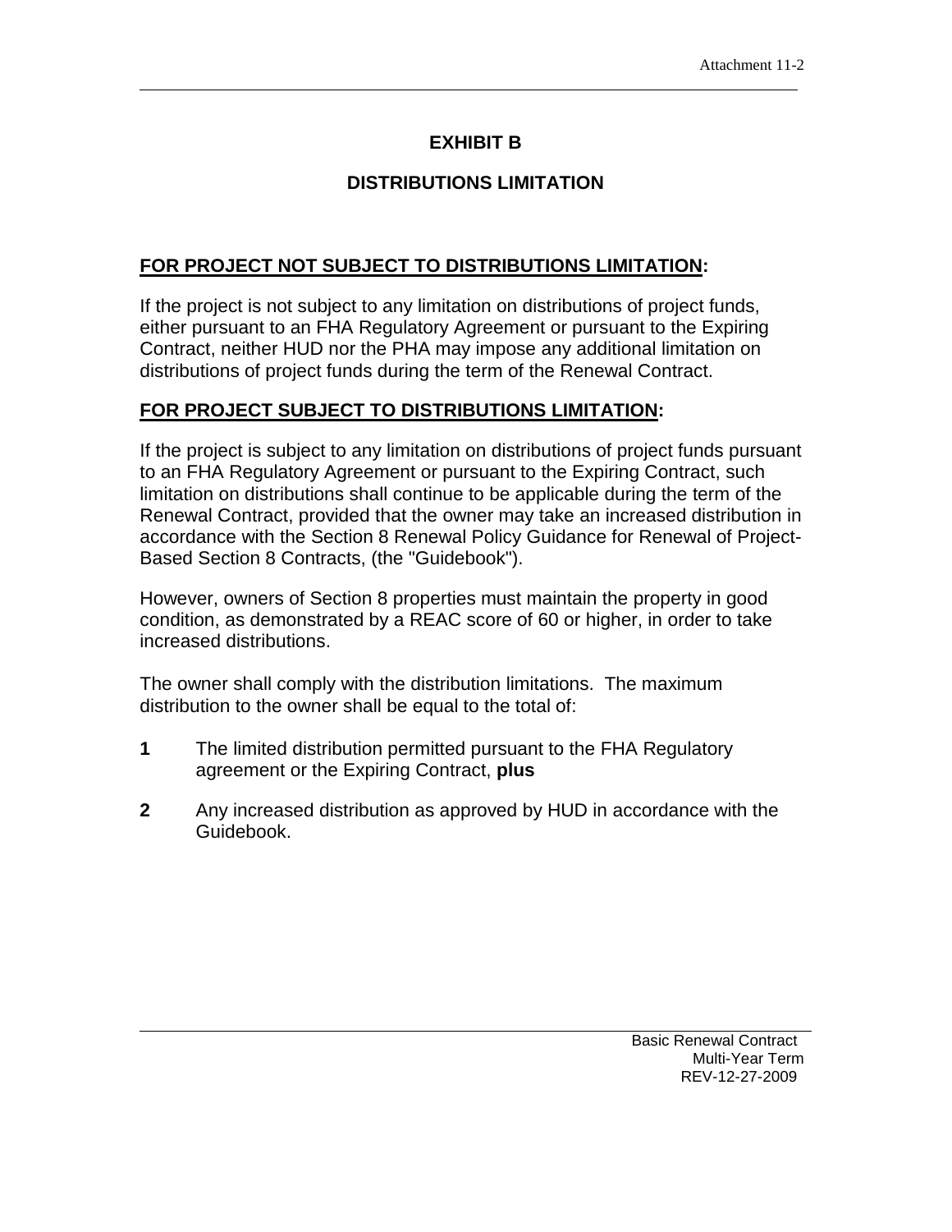# EXHIBIT B

## DISTRIBUTIONS LIMITATION

**<u>FOR PROJECT NOT SUBJECT TO DISTRIBUTIONS LIMITATION</u>:**

If the project is not subject to any limitation on distributions of project funds, either pursuant to an FHA Regulatory Agreement or pursuant to the Expiring Contract, neither HUD nor the PHA may impose any additional limitation on distributions of project funds during the term of the Renewal Contract.

**<u>FOR PROJECT SUBJECT TO DISTRIBUTIONS LIMITATION</u>:**

If the project is subject to any limitation on distributions of project funds pursuant to an FHA Regulatory Agreement or pursuant to the Expiring Contract, such limitation on distributions shall continue to be applicable during the term of the Renewal Contract, provided that the owner may take an increased distribution in accordance with the Section 8 Renewal Policy Guidance for Renewal of Project-Based Section 8 Contracts, (the "Guidebook").

However, owners of Section 8 properties must maintain the property in good condition, as demonstrated by a REAC score of 60 or higher, in order to take increased distributions.

The owner shall comply with the distribution limitations. The maximum distribution to the owner shall be equal to the total of:

**1** The limited distribution permitted pursuant to the FHA Regulatory agreement or the Expiring Contract, **plus**

**2** Any increased distribution as approved by HUD in accordance with the Guidebook.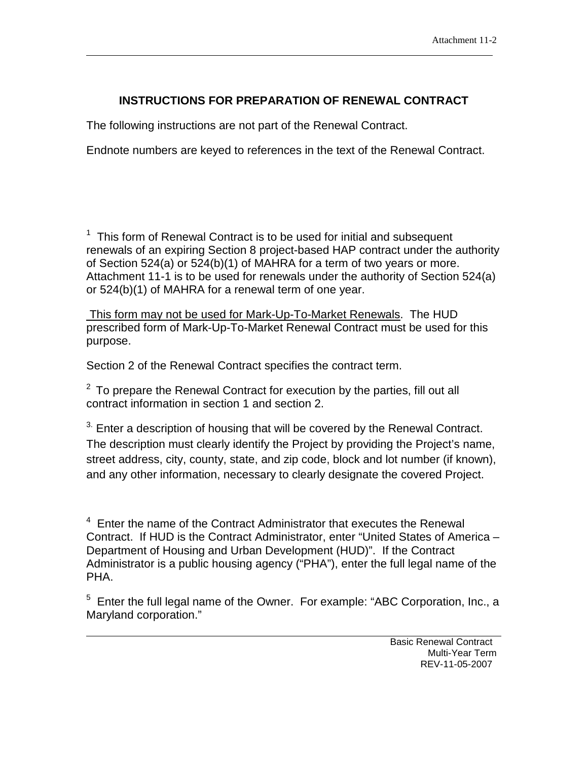## INSTRUCTIONS FOR PREPARATION OF RENEWAL CONTRACT

The following instructions are not part of the Renewal Contract.

Endnote numbers are keyed to references in the text of the Renewal Contract.

[1] This form of Renewal Contract is to be used for initial and subsequent renewals of an expiring Section 8 project-based HAP contract under the authority of Section 524(a) or 524(b)(1) of MAHRA for a term of two years or more. Attachment 11-1 is to be used for renewals under the authority of Section 524(a) or 524(b)(1) of MAHRA for a renewal term of one year.

This form may not be used for Mark-Up-To-Market Renewals. The HUD prescribed form of Mark-Up-To-Market Renewal Contract must be used for this purpose.

Section 2 of the Renewal Contract specifies the contract term.

[2] To prepare the Renewal Contract for execution by the parties, fill out all contract information in section 1 and section 2.

[3] Enter a description of housing that will be covered by the Renewal Contract. The description must clearly identify the Project by providing the Project's name, street address, city, county, state, and zip code, block and lot number (if known), and any other information, necessary to clearly designate the covered Project.

[4] Enter the name of the Contract Administrator that executes the Renewal Contract. If HUD is the Contract Administrator, enter "United States of America – Department of Housing and Urban Development (HUD)". If the Contract Administrator is a public housing agency ("PHA"), enter the full legal name of the PHA.

[5] Enter the full legal name of the Owner. For example: "ABC Corporation, Inc., a Maryland corporation."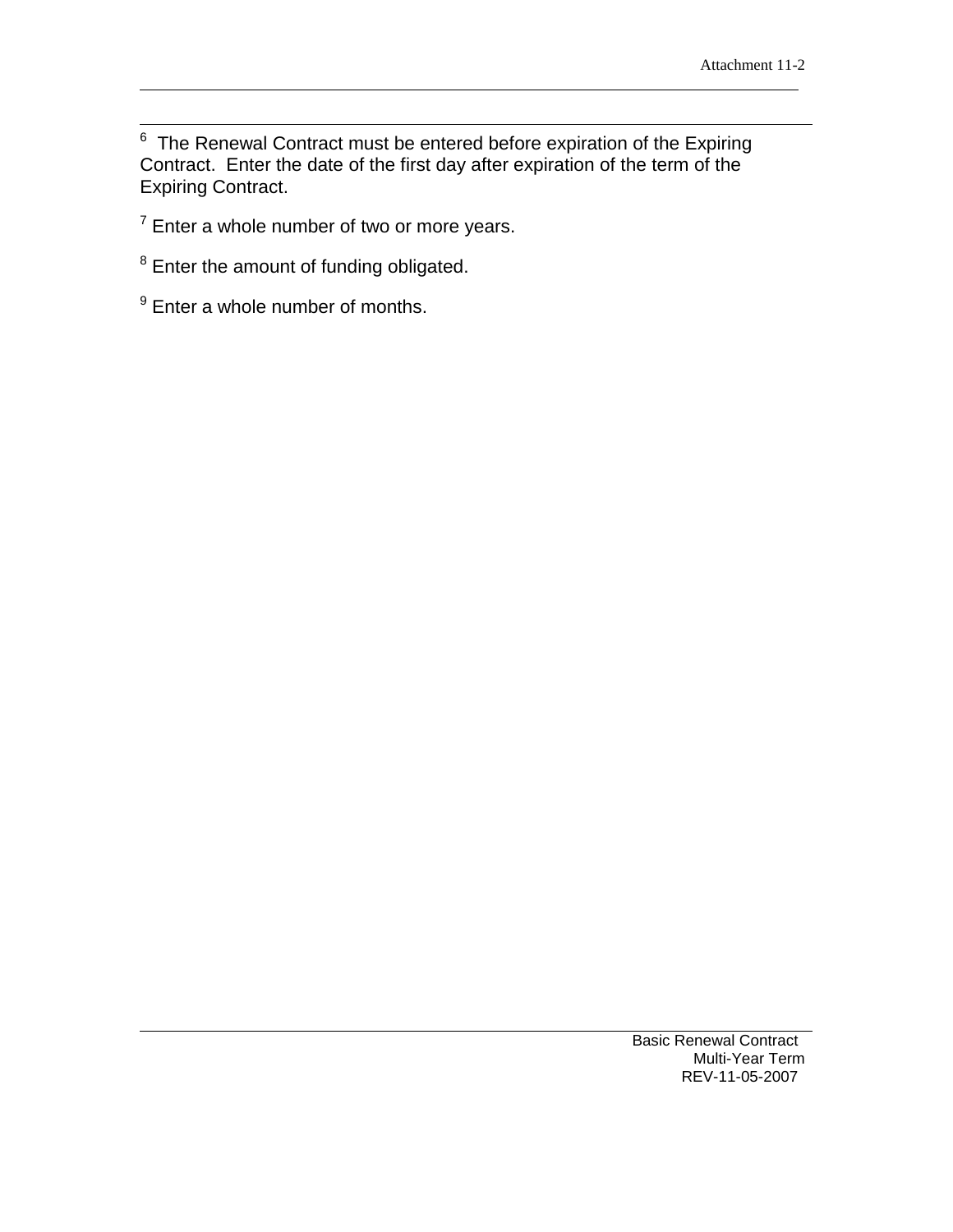[6] The Renewal Contract must be entered before expiration of the Expiring Contract. Enter the date of the first day after expiration of the term of the Expiring Contract.

[7] Enter a whole number of two or more years.

[8] Enter the amount of funding obligated.

[9] Enter a whole number of months.